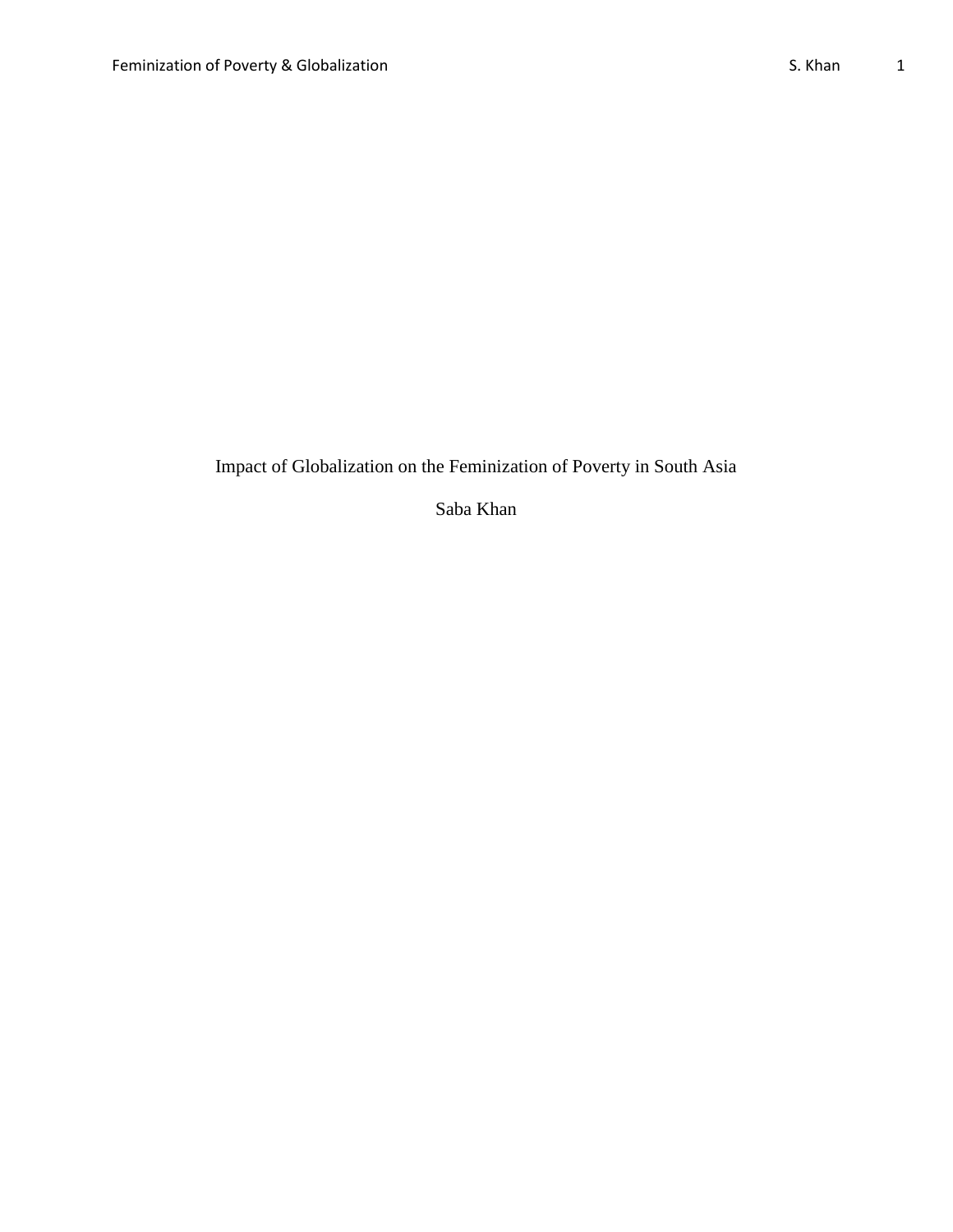# Impact of Globalization on the Feminization of Poverty in South Asia

Saba Khan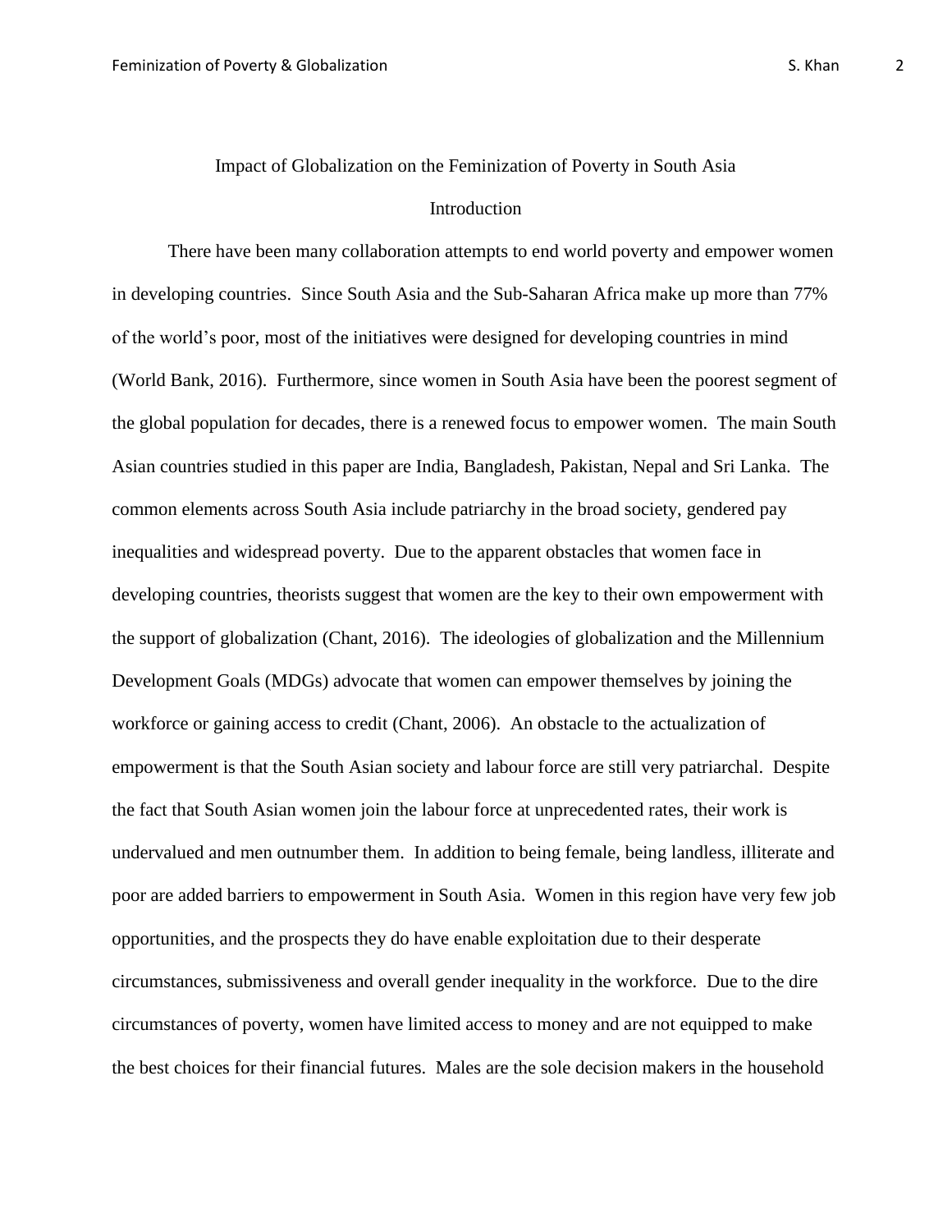# Impact of Globalization on the Feminization of Poverty in South Asia

## Introduction

There have been many collaboration attempts to end world poverty and empower women in developing countries. Since South Asia and the Sub-Saharan Africa make up more than 77% of the world's poor, most of the initiatives were designed for developing countries in mind (World Bank, 2016). Furthermore, since women in South Asia have been the poorest segment of the global population for decades, there is a renewed focus to empower women. The main South Asian countries studied in this paper are India, Bangladesh, Pakistan, Nepal and Sri Lanka. The common elements across South Asia include patriarchy in the broad society, gendered pay inequalities and widespread poverty. Due to the apparent obstacles that women face in developing countries, theorists suggest that women are the key to their own empowerment with the support of globalization (Chant, 2016). The ideologies of globalization and the Millennium Development Goals (MDGs) advocate that women can empower themselves by joining the workforce or gaining access to credit (Chant, 2006). An obstacle to the actualization of empowerment is that the South Asian society and labour force are still very patriarchal. Despite the fact that South Asian women join the labour force at unprecedented rates, their work is undervalued and men outnumber them. In addition to being female, being landless, illiterate and poor are added barriers to empowerment in South Asia. Women in this region have very few job opportunities, and the prospects they do have enable exploitation due to their desperate circumstances, submissiveness and overall gender inequality in the workforce. Due to the dire circumstances of poverty, women have limited access to money and are not equipped to make the best choices for their financial futures. Males are the sole decision makers in the household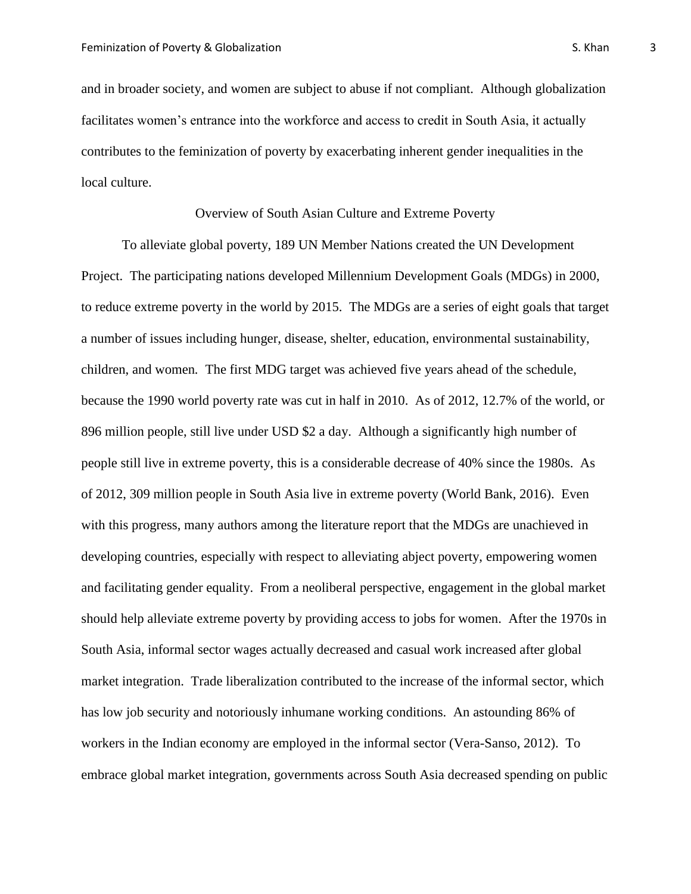and in broader society, and women are subject to abuse if not compliant. Although globalization facilitates women's entrance into the workforce and access to credit in South Asia, it actually contributes to the feminization of poverty by exacerbating inherent gender inequalities in the local culture.

## Overview of South Asian Culture and Extreme Poverty

To alleviate global poverty, 189 UN Member Nations created the UN Development Project. The participating nations developed Millennium Development Goals (MDGs) in 2000, to reduce extreme poverty in the world by 2015. The MDGs are a series of eight goals that target a number of issues including hunger, disease, shelter, education, environmental sustainability, children, and women. The first MDG target was achieved five years ahead of the schedule, because the 1990 world poverty rate was cut in half in 2010. As of 2012, 12.7% of the world, or 896 million people, still live under USD $2 a day. Although a significantly high number of people still live in extreme poverty, this is a considerable decrease of 40% since the 1980s. As of 2012, 309 million people in South Asia live in extreme poverty (World Bank, 2016). Even with this progress, many authors among the literature report that the MDGs are unachieved in developing countries, especially with respect to alleviating abject poverty, empowering women and facilitating gender equality. From a neoliberal perspective, engagement in the global market should help alleviate extreme poverty by providing access to jobs for women. After the 1970s in South Asia, informal sector wages actually decreased and casual work increased after global market integration. Trade liberalization contributed to the increase of the informal sector, which has low job security and notoriously inhumane working conditions. An astounding 86% of workers in the Indian economy are employed in the informal sector (Vera-Sanso, 2012). To embrace global market integration, governments across South Asia decreased spending on public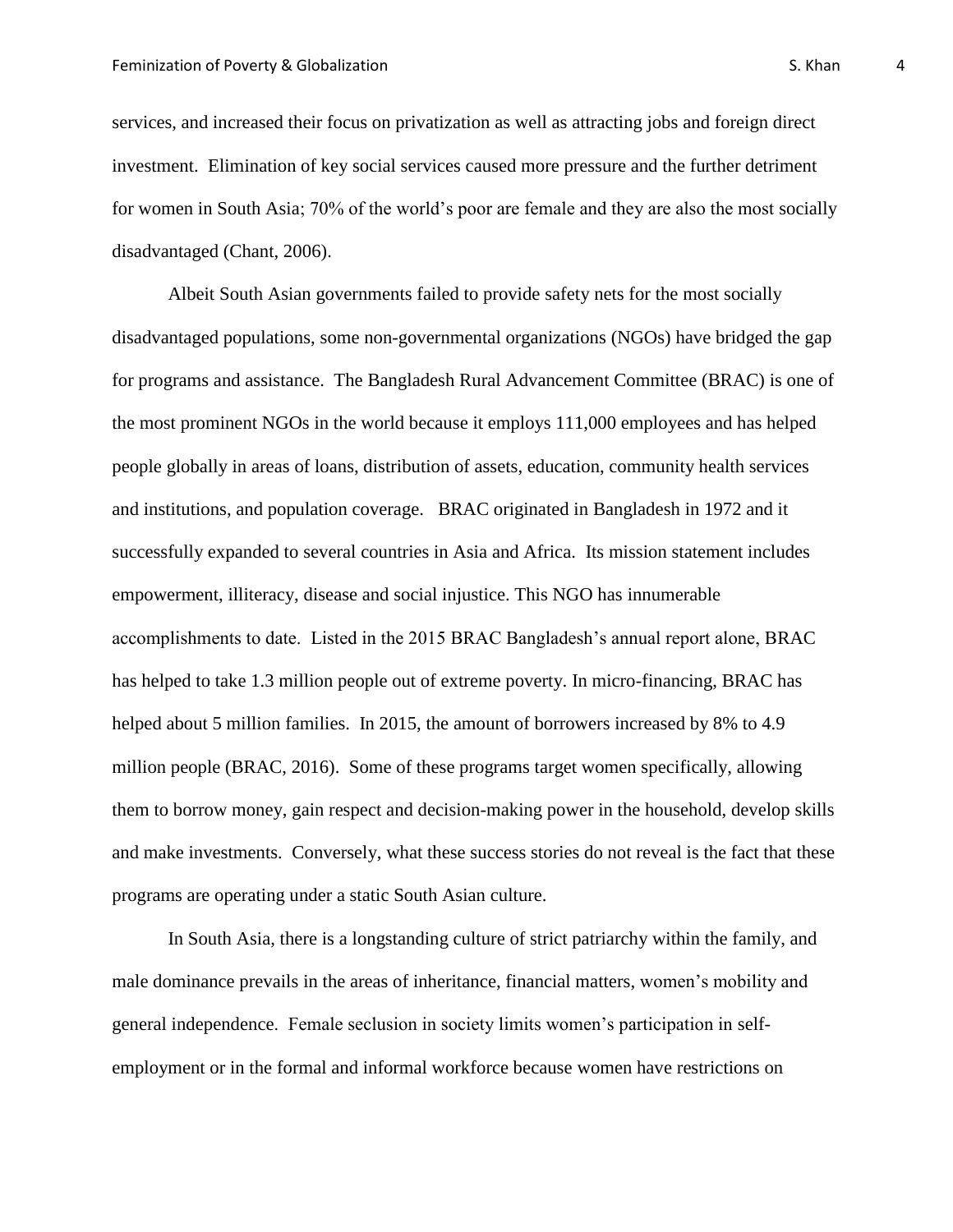services, and increased their focus on privatization as well as attracting jobs and foreign direct investment. Elimination of key social services caused more pressure and the further detriment for women in South Asia; 70% of the world's poor are female and they are also the most socially disadvantaged (Chant, 2006).

Albeit South Asian governments failed to provide safety nets for the most socially disadvantaged populations, some non-governmental organizations (NGOs) have bridged the gap for programs and assistance. The Bangladesh Rural Advancement Committee (BRAC) is one of the most prominent NGOs in the world because it employs 111,000 employees and has helped people globally in areas of loans, distribution of assets, education, community health services and institutions, and population coverage. BRAC originated in Bangladesh in 1972 and it successfully expanded to several countries in Asia and Africa. Its mission statement includes empowerment, illiteracy, disease and social injustice. This NGO has innumerable accomplishments to date. Listed in the 2015 BRAC Bangladesh's annual report alone, BRAC has helped to take 1.3 million people out of extreme poverty. In micro-financing, BRAC has helped about 5 million families. In 2015, the amount of borrowers increased by 8% to 4.9 million people (BRAC, 2016). Some of these programs target women specifically, allowing them to borrow money, gain respect and decision-making power in the household, develop skills and make investments. Conversely, what these success stories do not reveal is the fact that these programs are operating under a static South Asian culture.

In South Asia, there is a longstanding culture of strict patriarchy within the family, and male dominance prevails in the areas of inheritance, financial matters, women's mobility and general independence. Female seclusion in society limits women's participation in self-employment or in the formal and informal workforce because women have restrictions on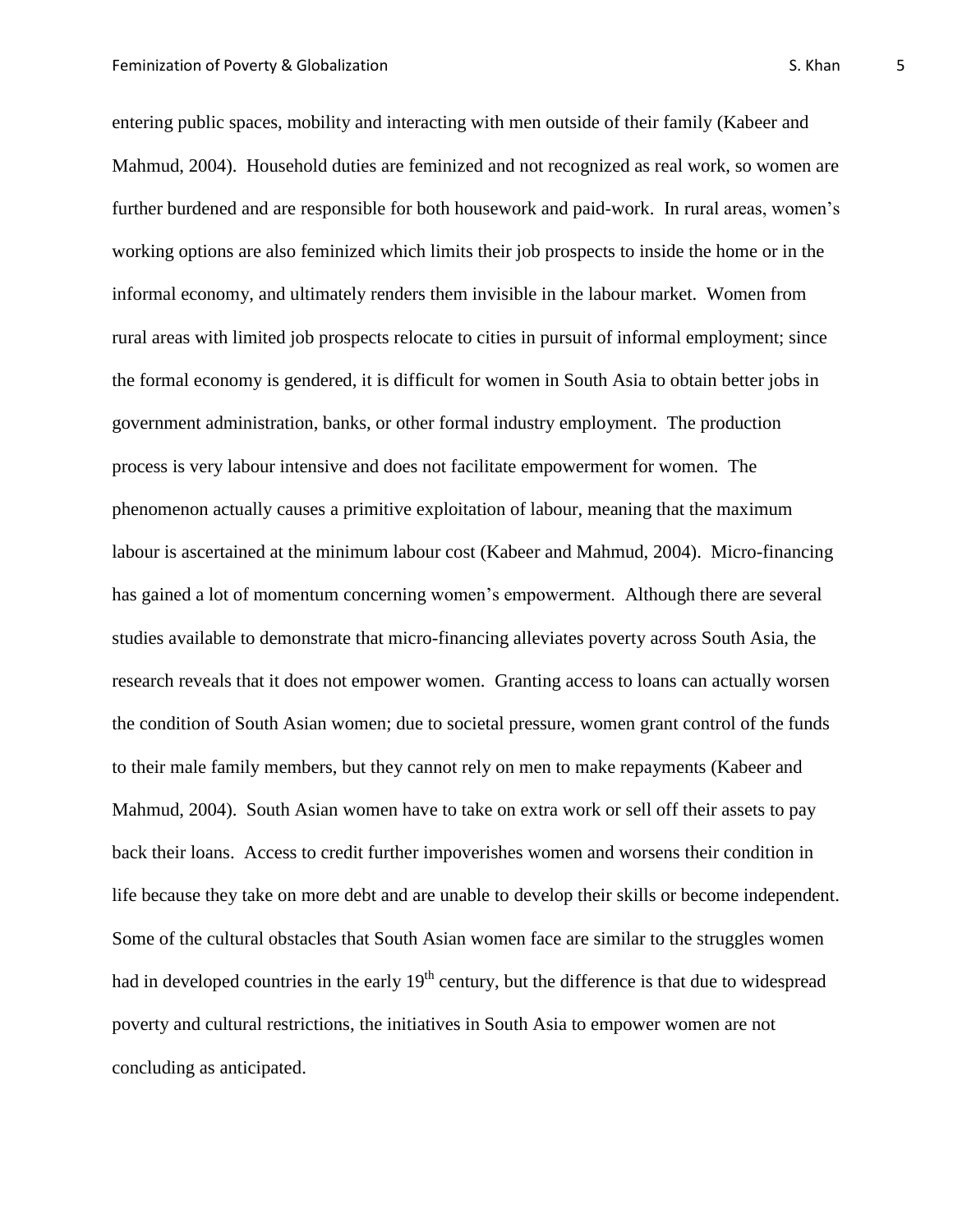entering public spaces, mobility and interacting with men outside of their family (Kabeer and Mahmud, 2004). Household duties are feminized and not recognized as real work, so women are further burdened and are responsible for both housework and paid-work. In rural areas, women's working options are also feminized which limits their job prospects to inside the home or in the informal economy, and ultimately renders them invisible in the labour market. Women from rural areas with limited job prospects relocate to cities in pursuit of informal employment; since the formal economy is gendered, it is difficult for women in South Asia to obtain better jobs in government administration, banks, or other formal industry employment. The production process is very labour intensive and does not facilitate empowerment for women. The phenomenon actually causes a primitive exploitation of labour, meaning that the maximum labour is ascertained at the minimum labour cost (Kabeer and Mahmud, 2004). Micro-financing has gained a lot of momentum concerning women's empowerment. Although there are several studies available to demonstrate that micro-financing alleviates poverty across South Asia, the research reveals that it does not empower women. Granting access to loans can actually worsen the condition of South Asian women; due to societal pressure, women grant control of the funds to their male family members, but they cannot rely on men to make repayments (Kabeer and Mahmud, 2004). South Asian women have to take on extra work or sell off their assets to pay back their loans. Access to credit further impoverishes women and worsens their condition in life because they take on more debt and are unable to develop their skills or become independent. Some of the cultural obstacles that South Asian women face are similar to the struggles women had in developed countries in the early 19th century, but the difference is that due to widespread poverty and cultural restrictions, the initiatives in South Asia to empower women are not concluding as anticipated.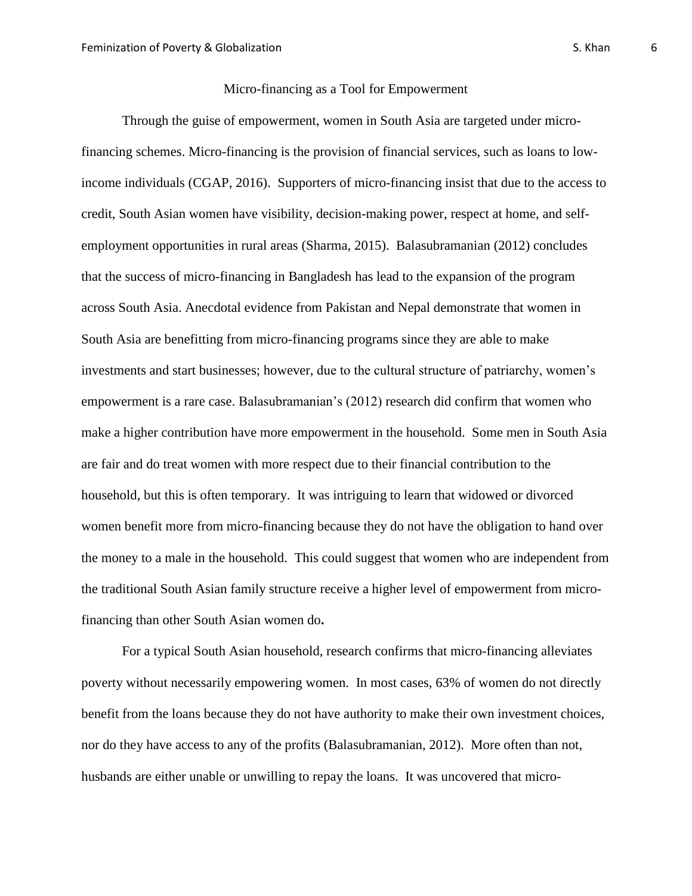## Micro-financing as a Tool for Empowerment

Through the guise of empowerment, women in South Asia are targeted under micro-financing schemes. Micro-financing is the provision of financial services, such as loans to low-income individuals (CGAP, 2016). Supporters of micro-financing insist that due to the access to credit, South Asian women have visibility, decision-making power, respect at home, and self-employment opportunities in rural areas (Sharma, 2015). Balasubramanian (2012) concludes that the success of micro-financing in Bangladesh has lead to the expansion of the program across South Asia. Anecdotal evidence from Pakistan and Nepal demonstrate that women in South Asia are benefitting from micro-financing programs since they are able to make investments and start businesses; however, due to the cultural structure of patriarchy, women's empowerment is a rare case. Balasubramanian's (2012) research did confirm that women who make a higher contribution have more empowerment in the household. Some men in South Asia are fair and do treat women with more respect due to their financial contribution to the household, but this is often temporary. It was intriguing to learn that widowed or divorced women benefit more from micro-financing because they do not have the obligation to hand over the money to a male in the household. This could suggest that women who are independent from the traditional South Asian family structure receive a higher level of empowerment from micro-financing than other South Asian women do**.**

For a typical South Asian household, research confirms that micro-financing alleviates poverty without necessarily empowering women. In most cases, 63% of women do not directly benefit from the loans because they do not have authority to make their own investment choices, nor do they have access to any of the profits (Balasubramanian, 2012). More often than not, husbands are either unable or unwilling to repay the loans. It was uncovered that micro-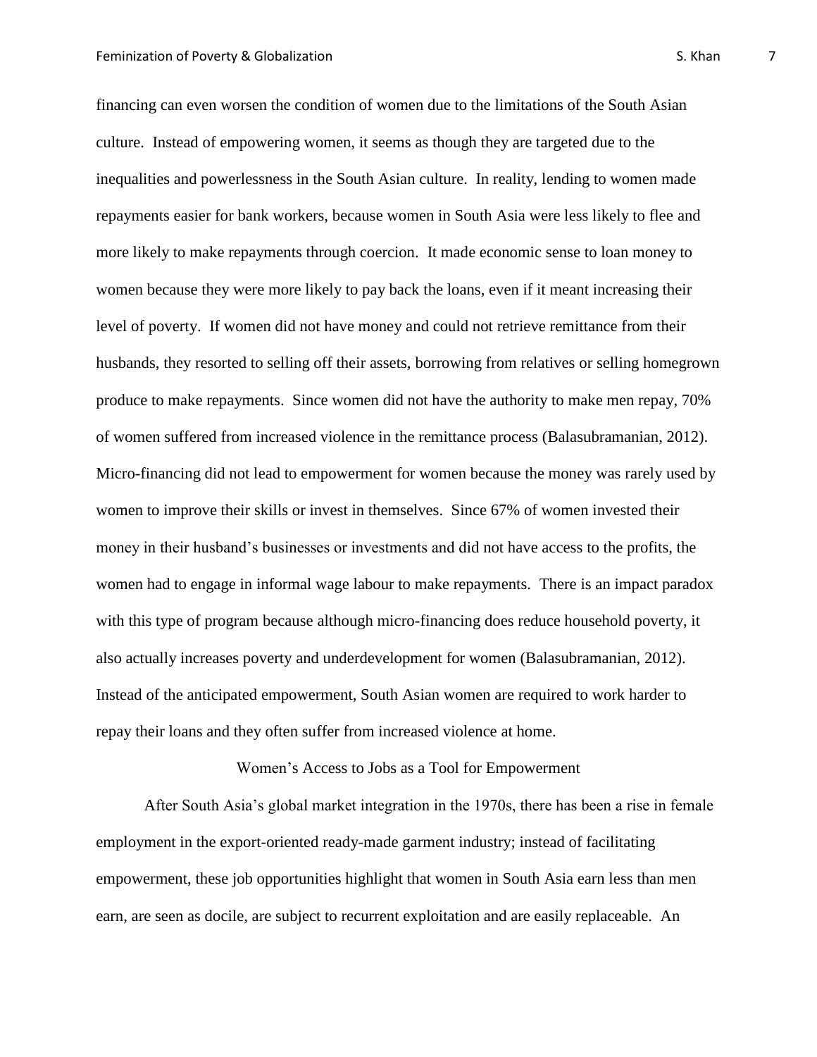financing can even worsen the condition of women due to the limitations of the South Asian culture. Instead of empowering women, it seems as though they are targeted due to the inequalities and powerlessness in the South Asian culture. In reality, lending to women made repayments easier for bank workers, because women in South Asia were less likely to flee and more likely to make repayments through coercion. It made economic sense to loan money to women because they were more likely to pay back the loans, even if it meant increasing their level of poverty. If women did not have money and could not retrieve remittance from their husbands, they resorted to selling off their assets, borrowing from relatives or selling homegrown produce to make repayments. Since women did not have the authority to make men repay, 70% of women suffered from increased violence in the remittance process (Balasubramanian, 2012). Micro-financing did not lead to empowerment for women because the money was rarely used by women to improve their skills or invest in themselves. Since 67% of women invested their money in their husband's businesses or investments and did not have access to the profits, the women had to engage in informal wage labour to make repayments. There is an impact paradox with this type of program because although micro-financing does reduce household poverty, it also actually increases poverty and underdevelopment for women (Balasubramanian, 2012). Instead of the anticipated empowerment, South Asian women are required to work harder to repay their loans and they often suffer from increased violence at home.

## Women's Access to Jobs as a Tool for Empowerment

After South Asia's global market integration in the 1970s, there has been a rise in female employment in the export-oriented ready-made garment industry; instead of facilitating empowerment, these job opportunities highlight that women in South Asia earn less than men earn, are seen as docile, are subject to recurrent exploitation and are easily replaceable. An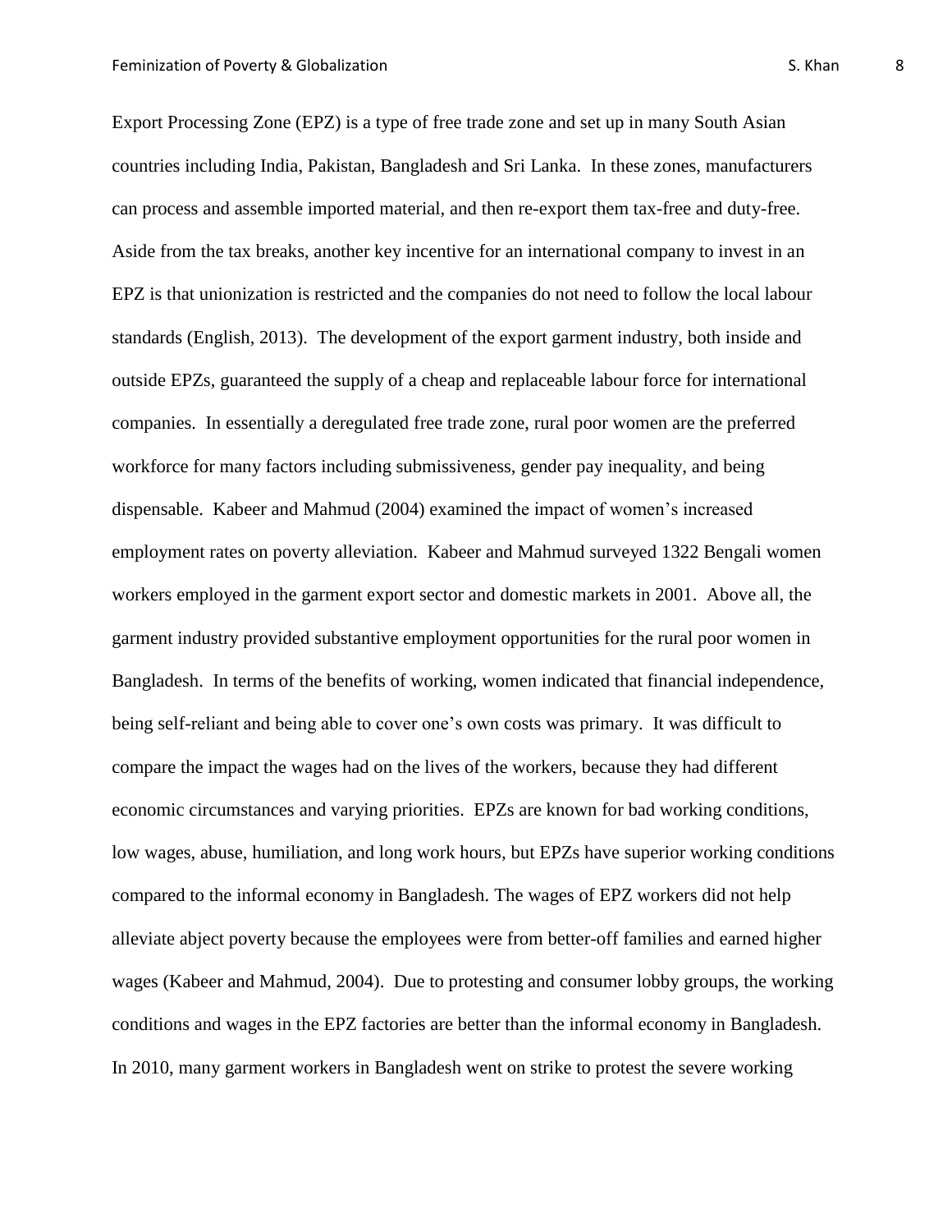Export Processing Zone (EPZ) is a type of free trade zone and set up in many South Asian countries including India, Pakistan, Bangladesh and Sri Lanka. In these zones, manufacturers can process and assemble imported material, and then re-export them tax-free and duty-free. Aside from the tax breaks, another key incentive for an international company to invest in an EPZ is that unionization is restricted and the companies do not need to follow the local labour standards (English, 2013). The development of the export garment industry, both inside and outside EPZs, guaranteed the supply of a cheap and replaceable labour force for international companies. In essentially a deregulated free trade zone, rural poor women are the preferred workforce for many factors including submissiveness, gender pay inequality, and being dispensable. Kabeer and Mahmud (2004) examined the impact of women's increased employment rates on poverty alleviation. Kabeer and Mahmud surveyed 1322 Bengali women workers employed in the garment export sector and domestic markets in 2001. Above all, the garment industry provided substantive employment opportunities for the rural poor women in Bangladesh. In terms of the benefits of working, women indicated that financial independence, being self-reliant and being able to cover one's own costs was primary. It was difficult to compare the impact the wages had on the lives of the workers, because they had different economic circumstances and varying priorities. EPZs are known for bad working conditions, low wages, abuse, humiliation, and long work hours, but EPZs have superior working conditions compared to the informal economy in Bangladesh. The wages of EPZ workers did not help alleviate abject poverty because the employees were from better-off families and earned higher wages (Kabeer and Mahmud, 2004). Due to protesting and consumer lobby groups, the working conditions and wages in the EPZ factories are better than the informal economy in Bangladesh. In 2010, many garment workers in Bangladesh went on strike to protest the severe working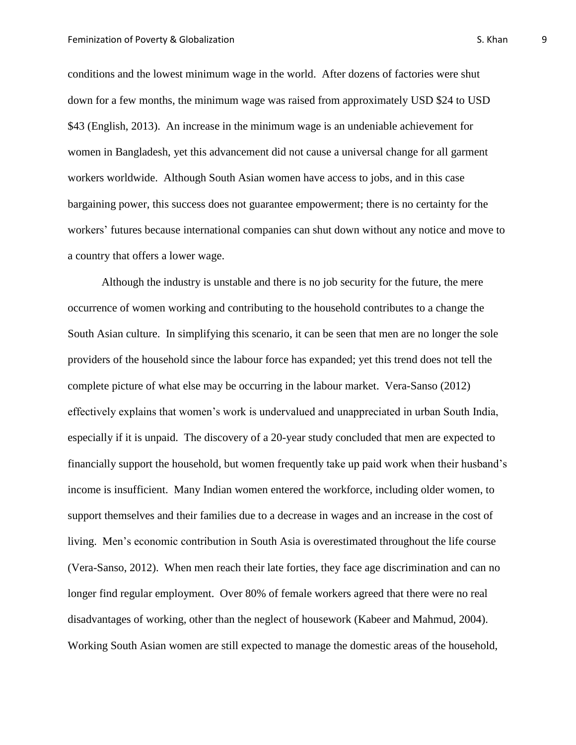conditions and the lowest minimum wage in the world. After dozens of factories were shut down for a few months, the minimum wage was raised from approximately USD $24 to USD $43 (English, 2013). An increase in the minimum wage is an undeniable achievement for women in Bangladesh, yet this advancement did not cause a universal change for all garment workers worldwide. Although South Asian women have access to jobs, and in this case bargaining power, this success does not guarantee empowerment; there is no certainty for the workers' futures because international companies can shut down without any notice and move to a country that offers a lower wage.

Although the industry is unstable and there is no job security for the future, the mere occurrence of women working and contributing to the household contributes to a change the South Asian culture. In simplifying this scenario, it can be seen that men are no longer the sole providers of the household since the labour force has expanded; yet this trend does not tell the complete picture of what else may be occurring in the labour market. Vera-Sanso (2012) effectively explains that women's work is undervalued and unappreciated in urban South India, especially if it is unpaid. The discovery of a 20-year study concluded that men are expected to financially support the household, but women frequently take up paid work when their husband's income is insufficient. Many Indian women entered the workforce, including older women, to support themselves and their families due to a decrease in wages and an increase in the cost of living. Men's economic contribution in South Asia is overestimated throughout the life course (Vera-Sanso, 2012). When men reach their late forties, they face age discrimination and can no longer find regular employment. Over 80% of female workers agreed that there were no real disadvantages of working, other than the neglect of housework (Kabeer and Mahmud, 2004). Working South Asian women are still expected to manage the domestic areas of the household,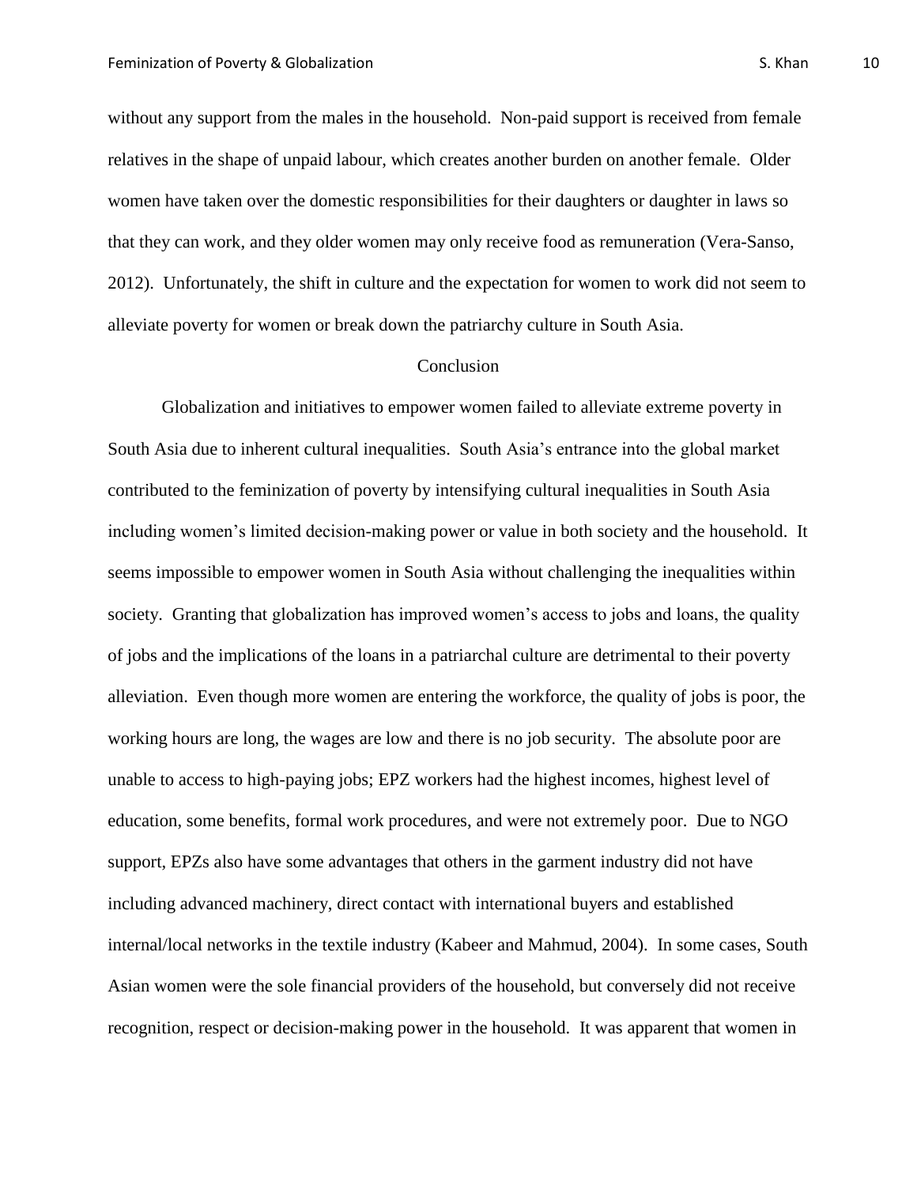without any support from the males in the household. Non-paid support is received from female relatives in the shape of unpaid labour, which creates another burden on another female. Older women have taken over the domestic responsibilities for their daughters or daughter in laws so that they can work, and they older women may only receive food as remuneration (Vera-Sanso, 2012). Unfortunately, the shift in culture and the expectation for women to work did not seem to alleviate poverty for women or break down the patriarchy culture in South Asia.

## Conclusion

Globalization and initiatives to empower women failed to alleviate extreme poverty in South Asia due to inherent cultural inequalities. South Asia's entrance into the global market contributed to the feminization of poverty by intensifying cultural inequalities in South Asia including women's limited decision-making power or value in both society and the household. It seems impossible to empower women in South Asia without challenging the inequalities within society. Granting that globalization has improved women's access to jobs and loans, the quality of jobs and the implications of the loans in a patriarchal culture are detrimental to their poverty alleviation. Even though more women are entering the workforce, the quality of jobs is poor, the working hours are long, the wages are low and there is no job security. The absolute poor are unable to access to high-paying jobs; EPZ workers had the highest incomes, highest level of education, some benefits, formal work procedures, and were not extremely poor. Due to NGO support, EPZs also have some advantages that others in the garment industry did not have including advanced machinery, direct contact with international buyers and established internal/local networks in the textile industry (Kabeer and Mahmud, 2004). In some cases, South Asian women were the sole financial providers of the household, but conversely did not receive recognition, respect or decision-making power in the household. It was apparent that women in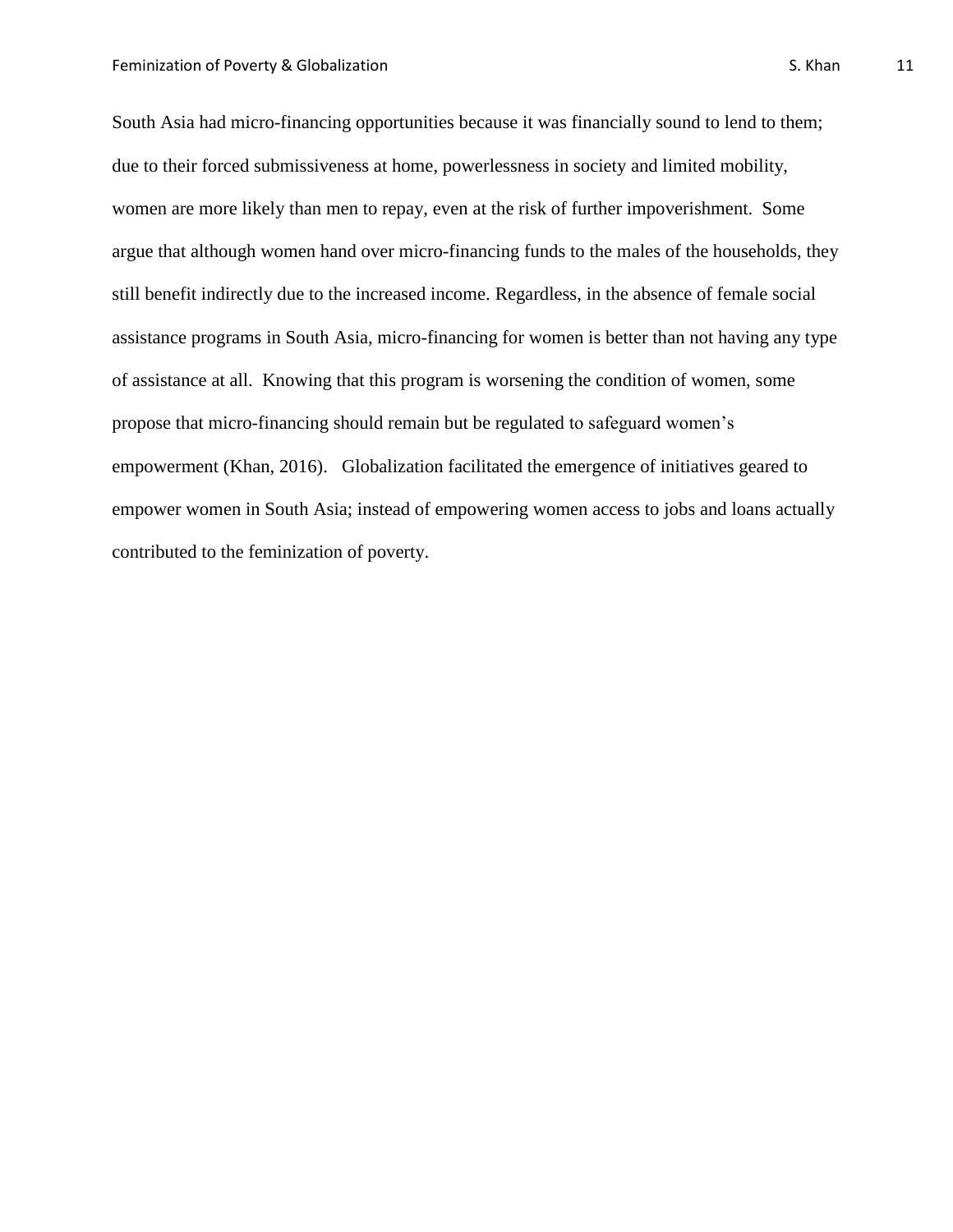South Asia had micro-financing opportunities because it was financially sound to lend to them; due to their forced submissiveness at home, powerlessness in society and limited mobility, women are more likely than men to repay, even at the risk of further impoverishment. Some argue that although women hand over micro-financing funds to the males of the households, they still benefit indirectly due to the increased income. Regardless, in the absence of female social assistance programs in South Asia, micro-financing for women is better than not having any type of assistance at all. Knowing that this program is worsening the condition of women, some propose that micro-financing should remain but be regulated to safeguard women's empowerment (Khan, 2016). Globalization facilitated the emergence of initiatives geared to empower women in South Asia; instead of empowering women access to jobs and loans actually contributed to the feminization of poverty.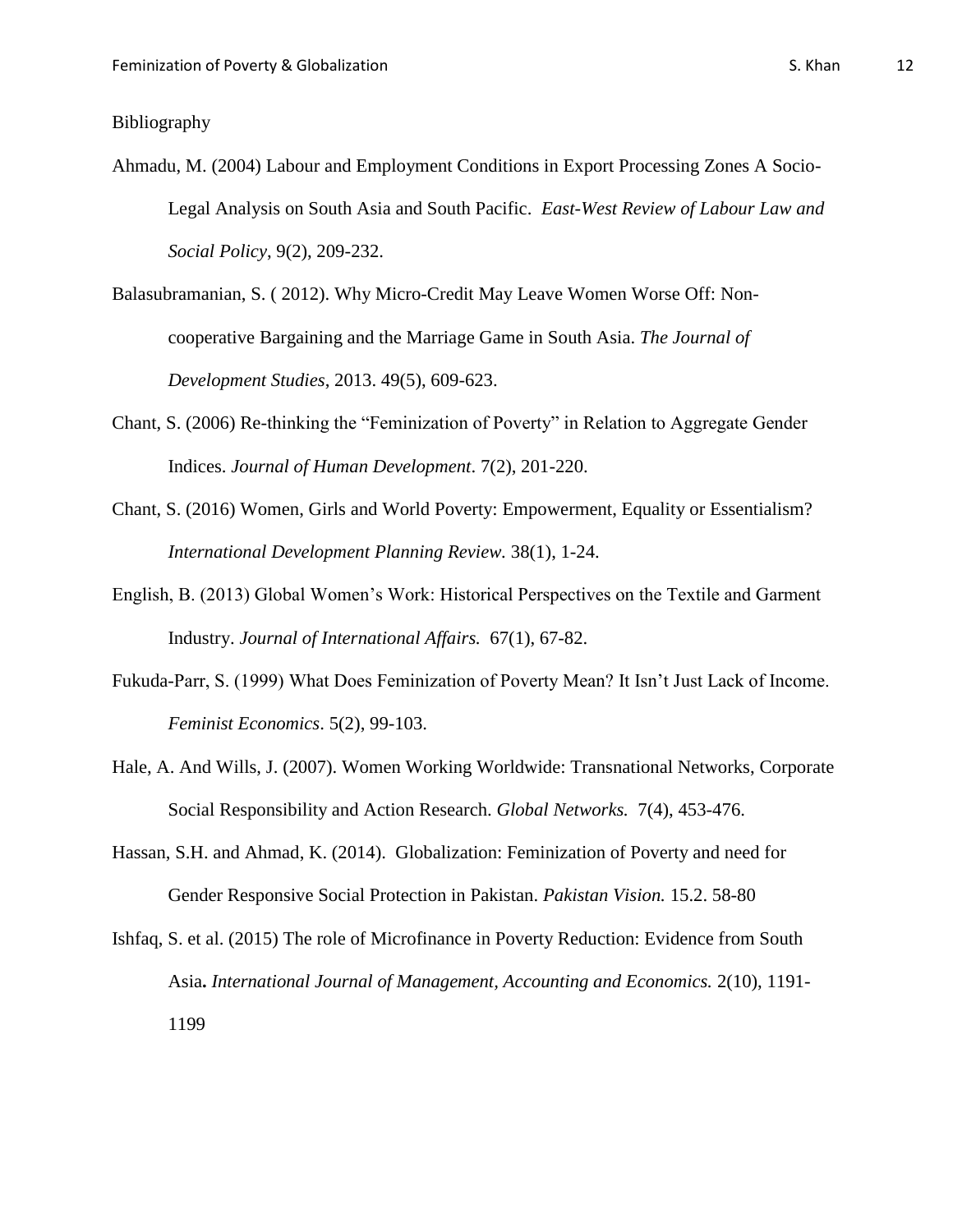Bibliography

Ahmadu, M. (2004) Labour and Employment Conditions in Export Processing Zones A Socio-Legal Analysis on South Asia and South Pacific. *East-West Review of Labour Law and Social Policy*, 9(2), 209-232.

Balasubramanian, S. ( 2012). Why Micro-Credit May Leave Women Worse Off: Non-cooperative Bargaining and the Marriage Game in South Asia. *The Journal of Development Studies*, 2013. 49(5), 609-623.

Chant, S. (2006) Re-thinking the "Feminization of Poverty" in Relation to Aggregate Gender Indices. *Journal of Human Development*. 7(2), 201-220.

Chant, S. (2016) Women, Girls and World Poverty: Empowerment, Equality or Essentialism? *International Development Planning Review*. 38(1), 1-24.

English, B. (2013) Global Women's Work: Historical Perspectives on the Textile and Garment Industry. *Journal of International Affairs.* 67(1), 67-82.

Fukuda-Parr, S. (1999) What Does Feminization of Poverty Mean? It Isn't Just Lack of Income. *Feminist Economics*. 5(2), 99-103.

Hale, A. And Wills, J. (2007). Women Working Worldwide: Transnational Networks, Corporate Social Responsibility and Action Research. *Global Networks.* 7(4), 453-476.

Hassan, S.H. and Ahmad, K. (2014). Globalization: Feminization of Poverty and need for Gender Responsive Social Protection in Pakistan. *Pakistan Vision.* 15.2. 58-80

Ishfaq, S. et al. (2015) The role of Microfinance in Poverty Reduction: Evidence from South Asia**.** *International Journal of Management, Accounting and Economics.* 2(10), 1191-1199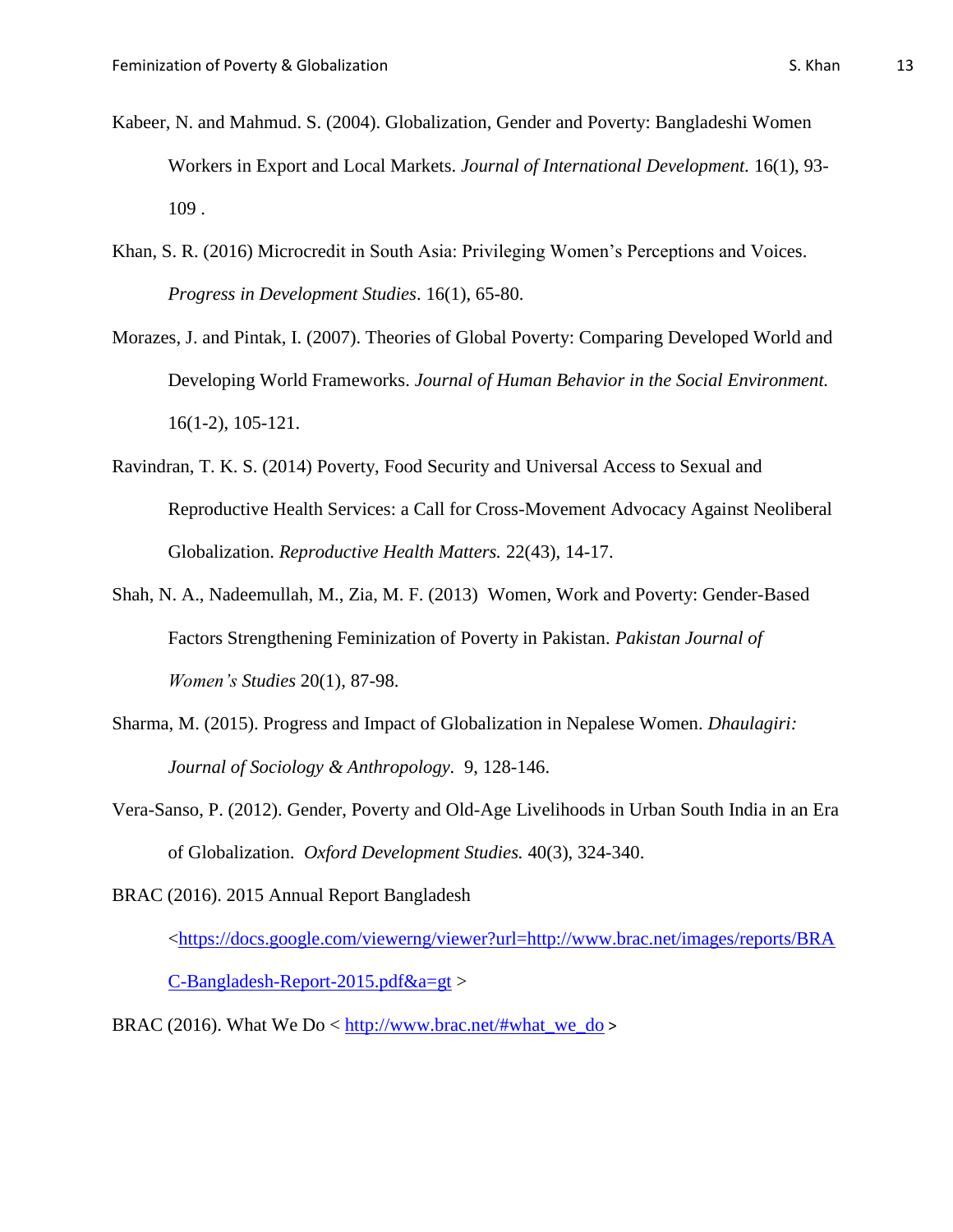Kabeer, N. and Mahmud. S. (2004). Globalization, Gender and Poverty: Bangladeshi Women Workers in Export and Local Markets. *Journal of International Development.* 16(1), 93-109 .

Khan, S. R. (2016) Microcredit in South Asia: Privileging Women's Perceptions and Voices. *Progress in Development Studies*. 16(1), 65-80.

Morazes, J. and Pintak, I. (2007). Theories of Global Poverty: Comparing Developed World and Developing World Frameworks. *Journal of Human Behavior in the Social Environment.* 16(1-2), 105-121.

Ravindran, T. K. S. (2014) Poverty, Food Security and Universal Access to Sexual and Reproductive Health Services: a Call for Cross-Movement Advocacy Against Neoliberal Globalization. *Reproductive Health Matters.* 22(43), 14-17.

Shah, N. A., Nadeemullah, M., Zia, M. F. (2013) Women, Work and Poverty: Gender-Based Factors Strengthening Feminization of Poverty in Pakistan. *Pakistan Journal of Women's Studies* 20(1), 87-98.

Sharma, M. (2015). Progress and Impact of Globalization in Nepalese Women. *Dhaulagiri: Journal of Sociology & Anthropology*. 9, 128-146.

Vera-Sanso, P. (2012). Gender, Poverty and Old-Age Livelihoods in Urban South India in an Era of Globalization. *Oxford Development Studies.* 40(3), 324-340.

BRAC (2016). 2015 Annual Report Bangladesh <https://docs.google.com/viewerng/viewer?url=http://www.brac.net/images/reports/BRAC-Bangladesh-Report-2015.pdf&a=gt >

BRAC (2016). What We Do < http://www.brac.net/#what_we_do >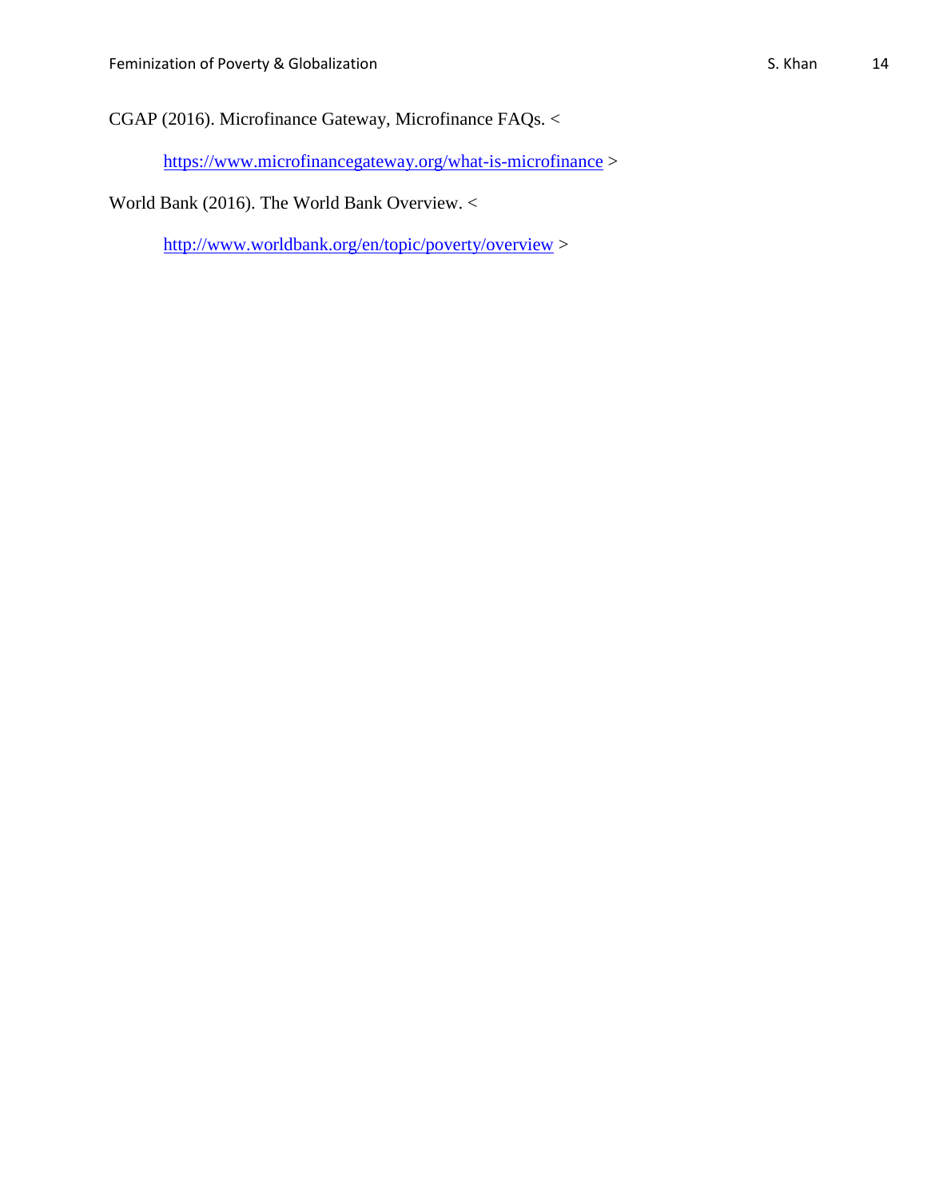CGAP (2016). Microfinance Gateway, Microfinance FAQs. <

https://www.microfinancegateway.org/what-is-microfinance >

World Bank (2016). The World Bank Overview. <

http://www.worldbank.org/en/topic/poverty/overview >